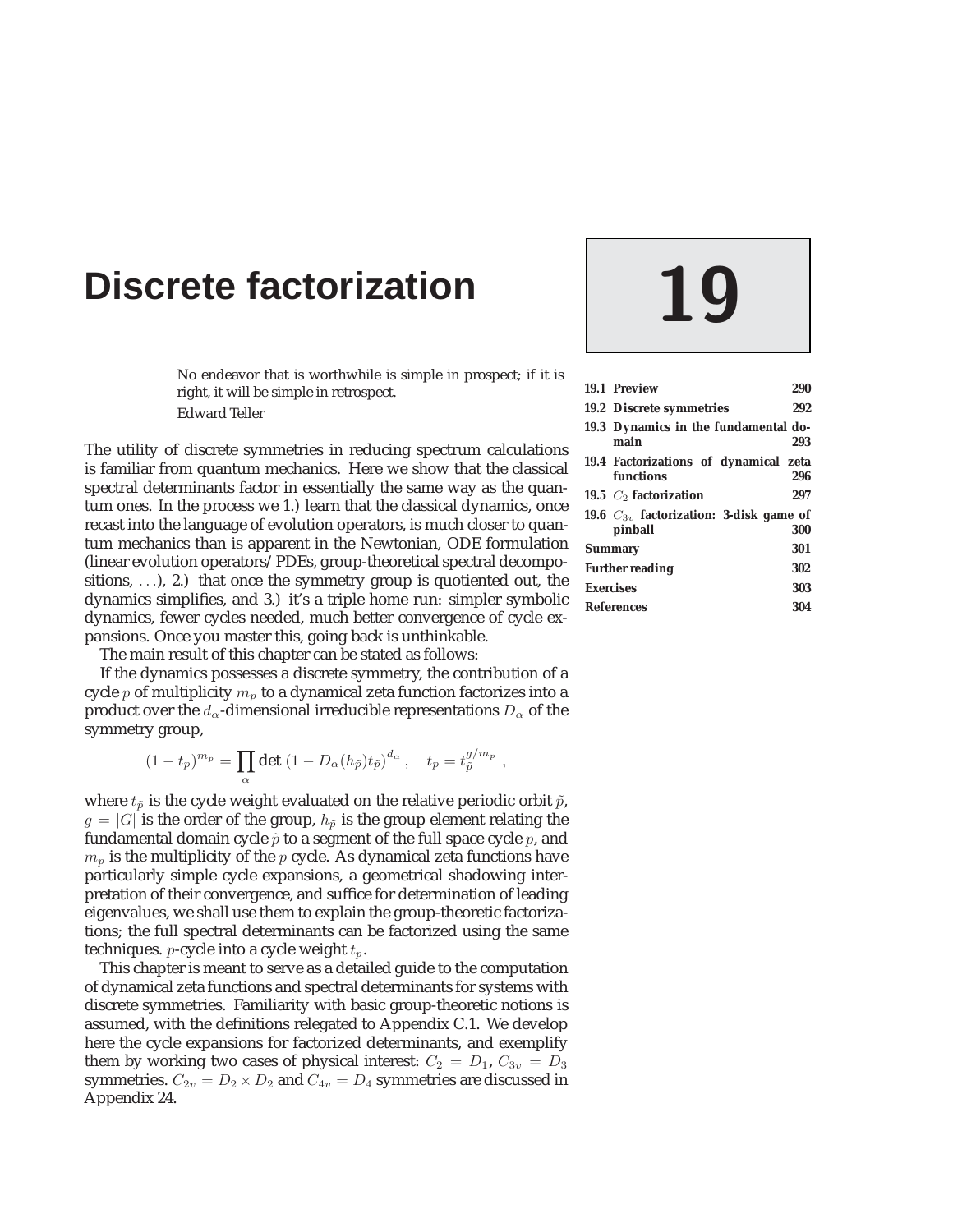# 19 Discrete factorization

No endeavor that is worthwhile is simple in prospect; if it is right, it will be simple in retrospect.

Edward Teller

| | |
|---|---|
| 19.1 Preview | 290 |
| 19.2 Discrete symmetries | 292 |
| 19.3 Dynamics in the fundamental domain | 293 |
| 19.4 Factorizations of dynamical zeta functions | 296 |
| 19.5 $C_2$ factorization | 297 |
| 19.6 $C_{3v}$ factorization: 3-disk game of pinball | 300 |
| Summary | 301 |
| Further reading | 302 |
| Exercises | 303 |
| References | 304 |

The utility of discrete symmetries in reducing spectrum calculations is familiar from quantum mechanics. Here we show that the classical spectral determinants factor in essentially the same way as the quantum ones. In the process we 1.) learn that the classical dynamics, once recast into the language of evolution operators, is much closer to quantum mechanics than is apparent in the Newtonian, ODE formulation (linear evolution operators/PDEs, group-theoretical spectral decompositions, $\ldots$), 2.) that once the symmetry group is quotiented out, the dynamics simplifies, and 3.) it's a triple home run: simpler symbolic dynamics, fewer cycles needed, much better convergence of cycle expansions. Once you master this, going back is unthinkable.

The main result of this chapter can be stated as follows:

If the dynamics possesses a discrete symmetry, the contribution of a cycle $p$ of multiplicity $m_p$ to a dynamical zeta function factorizes into a product over the $d_\alpha$-dimensional irreducible representations $D_\alpha$ of the symmetry group,

$$(1 - t_p)^{m_p} = \prod_\alpha \det\left(1 - D_\alpha(h_{\tilde{p}}) t_{\tilde{p}}\right)^{d_\alpha}, \quad t_p = t_{\tilde{p}}^{g/m_p},$$

where $t_{\tilde{p}}$ is the cycle weight evaluated on the relative periodic orbit $\tilde{p}$, $g = |G|$ is the order of the group, $h_{\tilde{p}}$ is the group element relating the fundamental domain cycle $\tilde{p}$ to a segment of the full space cycle $p$, and $m_p$ is the multiplicity of the $p$ cycle. As dynamical zeta functions have particularly simple cycle expansions, a geometrical shadowing interpretation of their convergence, and suffice for determination of leading eigenvalues, we shall use them to explain the group-theoretic factorizations; the full spectral determinants can be factorized using the same techniques. $p$-cycle into a cycle weight $t_p$.

This chapter is meant to serve as a detailed guide to the computation of dynamical zeta functions and spectral determinants for systems with discrete symmetries. Familiarity with basic group-theoretic notions is assumed, with the definitions relegated to Appendix C.1. We develop here the cycle expansions for factorized determinants, and exemplify them by working two cases of physical interest: $C_2 = D_1$, $C_{3v} = D_3$ symmetries. $C_{2v} = D_2 \times D_2$ and $C_{4v} = D_4$ symmetries are discussed in Appendix 24.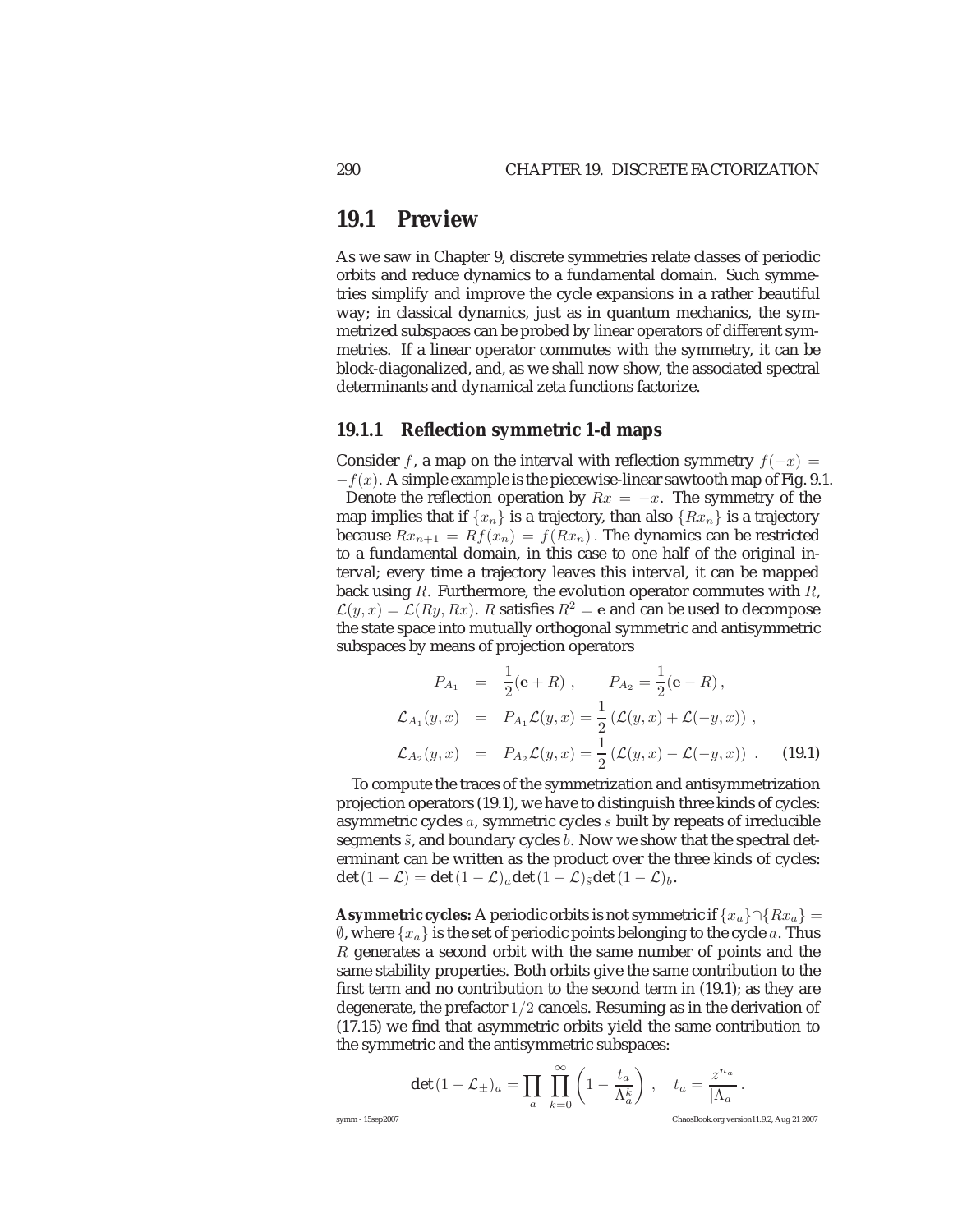## 19.1 Preview

As we saw in Chapter 9, discrete symmetries relate classes of periodic orbits and reduce dynamics to a fundamental domain. Such symmetries simplify and improve the cycle expansions in a rather beautiful way; in classical dynamics, just as in quantum mechanics, the symmetrized subspaces can be probed by linear operators of different symmetries. If a linear operator commutes with the symmetry, it can be block-diagonalized, and, as we shall now show, the associated spectral determinants and dynamical zeta functions factorize.

### 19.1.1 Reflection symmetric 1-d maps

Consider $f$, a map on the interval with reflection symmetry $f(-x) = -f(x)$. A simple example is the piecewise-linear sawtooth map of Fig. 9.1.

Denote the reflection operation by $Rx = -x$. The symmetry of the map implies that if $\{x_n\}$ is a trajectory, than also $\{Rx_n\}$ is a trajectory because $Rx_{n+1} = Rf(x_n) = f(Rx_n)$ . The dynamics can be restricted to a fundamental domain, in this case to one half of the original interval; every time a trajectory leaves this interval, it can be mapped back using $R$. Furthermore, the evolution operator commutes with $R$, $\mathcal{L}(y,x) = \mathcal{L}(Ry,Rx)$. $R$ satisfies $R^2 = \mathbf{e}$ and can be used to decompose the state space into mutually orthogonal symmetric and antisymmetric subspaces by means of projection operators

$$
\begin{aligned}
P_{A_1} &= \frac{1}{2}(\mathbf{e}+R)\,, \qquad P_{A_2} = \frac{1}{2}(\mathbf{e}-R)\,, \\
\mathcal{L}_{A_1}(y,x) &= P_{A_1}\mathcal{L}(y,x) = \frac{1}{2}\left(\mathcal{L}(y,x)+\mathcal{L}(-y,x)\right)\,, \\
\mathcal{L}_{A_2}(y,x) &= P_{A_2}\mathcal{L}(y,x) = \frac{1}{2}\left(\mathcal{L}(y,x)-\mathcal{L}(-y,x)\right)\,. \qquad (19.1)
\end{aligned}
$$

To compute the traces of the symmetrization and antisymmetrization projection operators (19.1), we have to distinguish three kinds of cycles: asymmetric cycles $a$, symmetric cycles $s$ built by repeats of irreducible segments $\tilde{s}$, and boundary cycles $b$. Now we show that the spectral determinant can be written as the product over the three kinds of cycles: $\det(1-\mathcal{L}) = \det(1-\mathcal{L})_a \det(1-\mathcal{L})_{\tilde{s}} \det(1-\mathcal{L})_b$.

**Asymmetric cycles:** A periodic orbits is not symmetric if $\{x_a\} \cap \{Rx_a\} = \emptyset$, where $\{x_a\}$ is the set of periodic points belonging to the cycle $a$. Thus $R$ generates a second orbit with the same number of points and the same stability properties. Both orbits give the same contribution to the first term and no contribution to the second term in (19.1); as they are degenerate, the prefactor $1/2$ cancels. Resuming as in the derivation of (17.15) we find that asymmetric orbits yield the same contribution to the symmetric and the antisymmetric subspaces:

$$
\det(1-\mathcal{L}_\pm)_a = \prod_a \prod_{k=0}^{\infty} \left(1 - \frac{t_a}{\Lambda_a^k}\right)\,, \quad t_a = \frac{z^{n_a}}{|\Lambda_a|}\,.
$$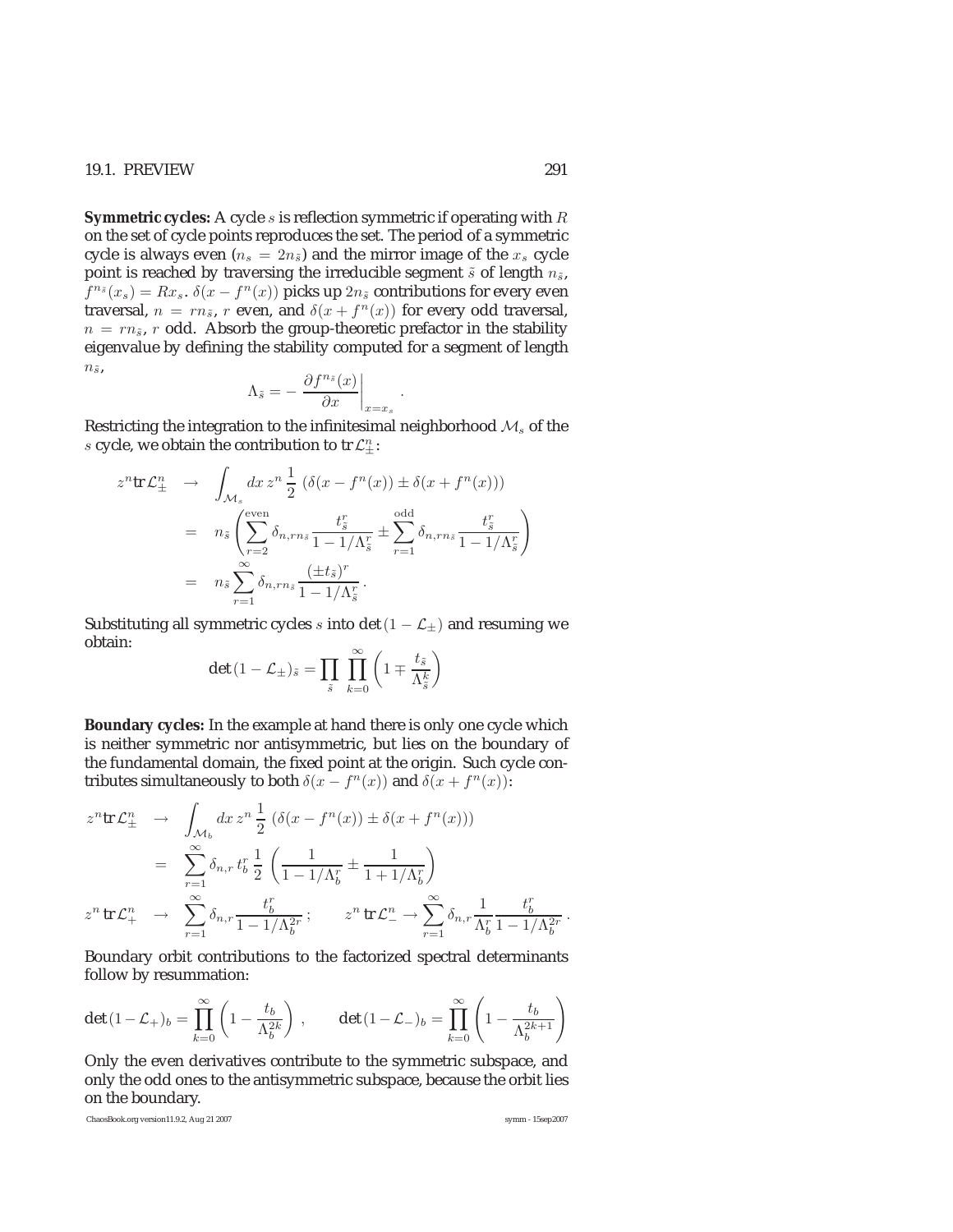**Symmetric cycles:** A cycle $s$ is reflection symmetric if operating with $R$ on the set of cycle points reproduces the set. The period of a symmetric cycle is always even ($n_s = 2n_{\tilde{s}}$) and the mirror image of the $x_s$ cycle point is reached by traversing the irreducible segment $\tilde{s}$ of length $n_{\tilde{s}}$, $f^{n_{\tilde{s}}}(x_s) = Rx_s$. $\delta(x - f^n(x))$ picks up $2n_{\tilde{s}}$ contributions for every even traversal, $n = rn_{\tilde{s}}$, $r$ even, and $\delta(x + f^n(x))$ for every odd traversal, $n = rn_{\tilde{s}}$, $r$ odd. Absorb the group-theoretic prefactor in the stability eigenvalue by defining the stability computed for a segment of length $n_{\tilde{s}}$,

$$\Lambda_{\tilde{s}} = - \left. \frac{\partial f^{n_{\tilde{s}}}(x)}{\partial x} \right|_{x=x_s} .$$

Restricting the integration to the infinitesimal neighborhood $\mathcal{M}_s$ of the $s$ cycle, we obtain the contribution to $\mathrm{tr}\,\mathcal{L}^n_{\pm}$:

$$\begin{aligned}
z^n \mathrm{tr}\,\mathcal{L}^n_{\pm} &\to \int_{\mathcal{M}_s} dx\, z^n \, \frac{1}{2} \left( \delta(x - f^n(x)) \pm \delta(x + f^n(x)) \right) \\
&= n_{\tilde{s}} \left( \sum_{r=2}^{\mathrm{even}} \delta_{n, rn_{\tilde{s}}} \frac{t^r_{\tilde{s}}}{1 - 1/\Lambda^r_{\tilde{s}}} \pm \sum_{r=1}^{\mathrm{odd}} \delta_{n, rn_{\tilde{s}}} \frac{t^r_{\tilde{s}}}{1 - 1/\Lambda^r_{\tilde{s}}} \right) \\
&= n_{\tilde{s}} \sum_{r=1}^{\infty} \delta_{n, rn_{\tilde{s}}} \frac{(\pm t_{\tilde{s}})^r}{1 - 1/\Lambda^r_{\tilde{s}}} .
\end{aligned}$$

Substituting all symmetric cycles $s$ into $\det(1 - \mathcal{L}_{\pm})$ and resuming we obtain:

$$\det(1 - \mathcal{L}_{\pm})_{\tilde{s}} = \prod_{\tilde{s}} \prod_{k=0}^{\infty} \left( 1 \mp \frac{t_{\tilde{s}}}{\Lambda^k_{\tilde{s}}} \right)$$

**Boundary cycles:** In the example at hand there is only one cycle which is neither symmetric nor antisymmetric, but lies on the boundary of the fundamental domain, the fixed point at the origin. Such cycle contributes simultaneously to both $\delta(x - f^n(x))$ and $\delta(x + f^n(x))$:

$$\begin{aligned}
z^n \mathrm{tr}\,\mathcal{L}^n_{\pm} &\to \int_{\mathcal{M}_b} dx\, z^n \, \frac{1}{2} \left( \delta(x - f^n(x)) \pm \delta(x + f^n(x)) \right) \\
&= \sum_{r=1}^{\infty} \delta_{n,r} \, t^r_b \, \frac{1}{2} \left( \frac{1}{1 - 1/\Lambda^r_b} \pm \frac{1}{1 + 1/\Lambda^r_b} \right) \\
z^n \,\mathrm{tr}\,\mathcal{L}^n_{+} &\to \sum_{r=1}^{\infty} \delta_{n,r} \frac{t^r_b}{1 - 1/\Lambda^{2r}_b} \,; \qquad z^n \,\mathrm{tr}\,\mathcal{L}^n_{-} \to \sum_{r=1}^{\infty} \delta_{n,r} \frac{1}{\Lambda^r_b} \frac{t^r_b}{1 - 1/\Lambda^{2r}_b} .
\end{aligned}$$

Boundary orbit contributions to the factorized spectral determinants follow by resummation:

$$\det(1 - \mathcal{L}_{+})_b = \prod_{k=0}^{\infty} \left( 1 - \frac{t_b}{\Lambda^{2k}_b} \right) , \qquad \det(1 - \mathcal{L}_{-})_b = \prod_{k=0}^{\infty} \left( 1 - \frac{t_b}{\Lambda^{2k+1}_b} \right)$$

Only the even derivatives contribute to the symmetric subspace, and only the odd ones to the antisymmetric subspace, because the orbit lies on the boundary.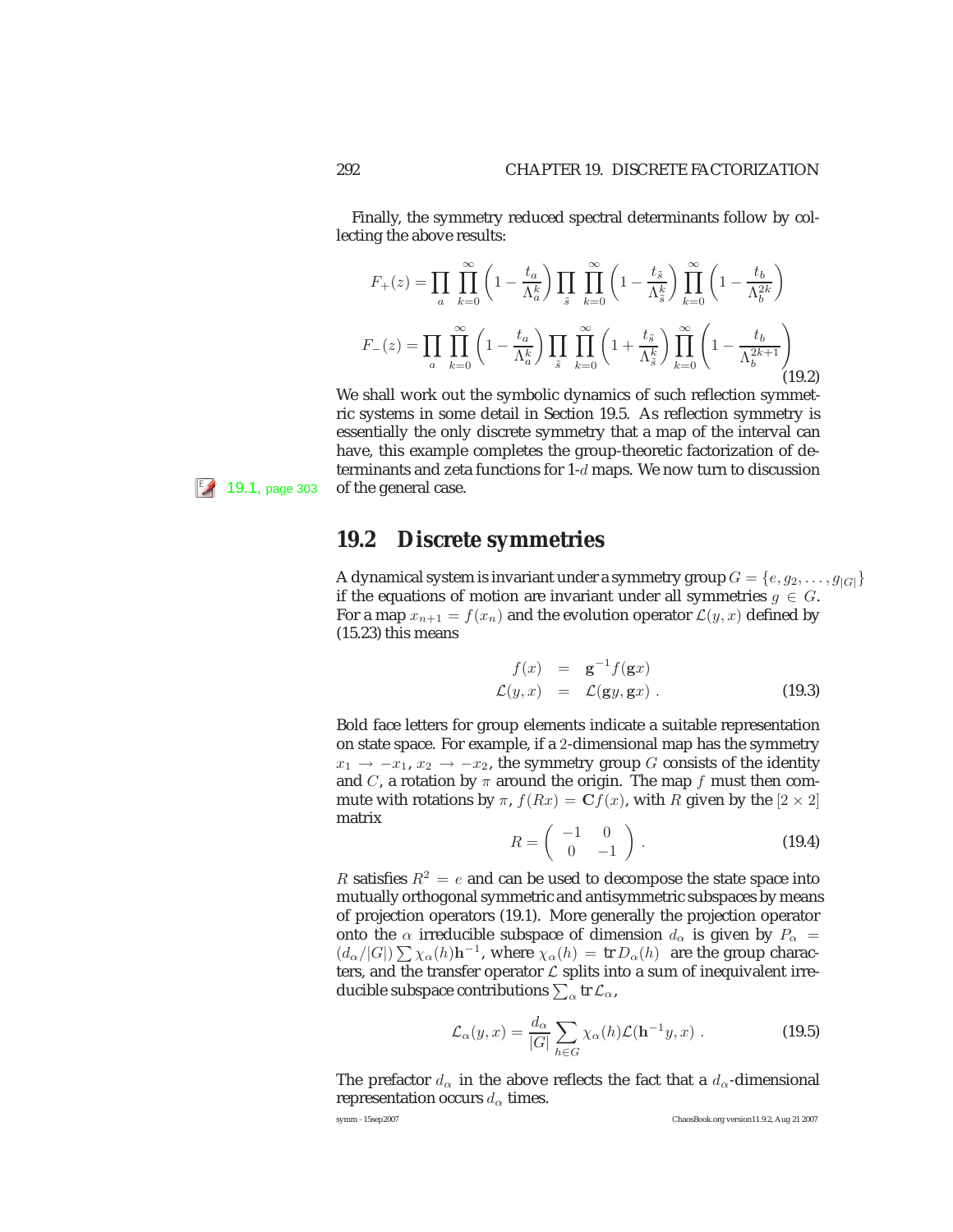Finally, the symmetry reduced spectral determinants follow by collecting the above results:

$$
\begin{aligned}
F_+(z) &= \prod_a \prod_{k=0}^{\infty} \left(1 - \frac{t_a}{\Lambda_a^k}\right) \prod_{\tilde{s}} \prod_{k=0}^{\infty} \left(1 - \frac{t_{\tilde{s}}}{\Lambda_{\tilde{s}}^k}\right) \prod_{k=0}^{\infty} \left(1 - \frac{t_b}{\Lambda_b^{2k}}\right) \\
F_-(z) &= \prod_a \prod_{k=0}^{\infty} \left(1 - \frac{t_a}{\Lambda_a^k}\right) \prod_{\tilde{s}} \prod_{k=0}^{\infty} \left(1 + \frac{t_{\tilde{s}}}{\Lambda_{\tilde{s}}^k}\right) \prod_{k=0}^{\infty} \left(1 - \frac{t_b}{\Lambda_b^{2k+1}}\right)
\end{aligned}
\tag{19.2}
$$

We shall work out the symbolic dynamics of such reflection symmetric systems in some detail in Section 19.5. As reflection symmetry is essentially the only discrete symmetry that a map of the interval can have, this example completes the group-theoretic factorization of determinants and zeta functions for 1-$d$ maps. We now turn to discussion of the general case.

19.1, page 303

## 19.2 Discrete symmetries

A dynamical system is invariant under a symmetry group $G = \{e, g_2, \ldots, g_{|G|}\}$ if the equations of motion are invariant under all symmetries $g \in G$. For a map $x_{n+1} = f(x_n)$ and the evolution operator $\mathcal{L}(y, x)$ defined by (15.23) this means

$$
\begin{aligned}
f(x) &= \mathbf{g}^{-1} f(\mathbf{g}x) \\
\mathcal{L}(y, x) &= \mathcal{L}(\mathbf{g}y, \mathbf{g}x) \, .
\end{aligned}
\tag{19.3}
$$

Bold face letters for group elements indicate a suitable representation on state space. For example, if a 2-dimensional map has the symmetry $x_1 \to -x_1$, $x_2 \to -x_2$, the symmetry group $G$ consists of the identity and $C$, a rotation by $\pi$ around the origin. The map $f$ must then commute with rotations by $\pi$, $f(Rx) = \mathbf{C} f(x)$, with $R$ given by the $[2 \times 2]$ matrix

$$
R = \begin{pmatrix} -1 & 0 \\ 0 & -1 \end{pmatrix} . \tag{19.4}
$$

$R$ satisfies $R^2 = e$ and can be used to decompose the state space into mutually orthogonal symmetric and antisymmetric subspaces by means of projection operators (19.1). More generally the projection operator onto the $\alpha$ irreducible subspace of dimension $d_\alpha$ is given by $P_\alpha = (d_\alpha/|G|) \sum \chi_\alpha(h) \mathbf{h}^{-1}$, where $\chi_\alpha(h) = \mathrm{tr}\, D_\alpha(h)$ are the group characters, and the transfer operator $\mathcal{L}$ splits into a sum of inequivalent irreducible subspace contributions $\sum_\alpha \mathrm{tr}\, \mathcal{L}_\alpha$,

$$
\mathcal{L}_\alpha(y, x) = \frac{d_\alpha}{|G|} \sum_{h \in G} \chi_\alpha(h) \mathcal{L}(\mathbf{h}^{-1} y, x) \, . \tag{19.5}
$$

The prefactor $d_\alpha$ in the above reflects the fact that a $d_\alpha$-dimensional representation occurs $d_\alpha$ times.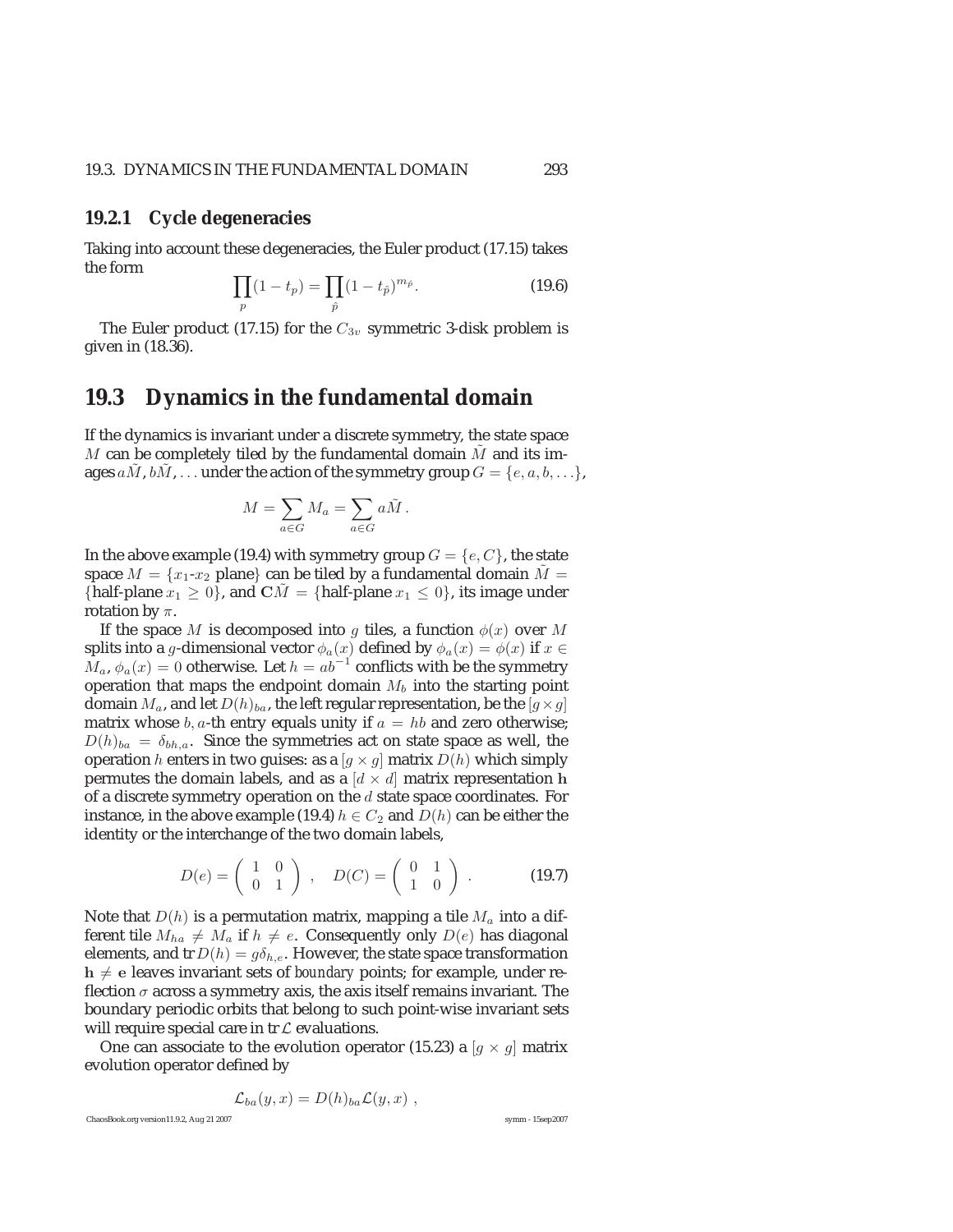### 19.2.1 Cycle degeneracies

Taking into account these degeneracies, the Euler product (17.15) takes the form

$$\prod_p (1 - t_p) = \prod_{\hat{p}} (1 - t_{\hat{p}})^{m_{\hat{p}}}. \tag{19.6}$$

The Euler product (17.15) for the $C_{3v}$ symmetric 3-disk problem is given in (18.36).

## 19.3 Dynamics in the fundamental domain

If the dynamics is invariant under a discrete symmetry, the state space $M$ can be completely tiled by the fundamental domain $\tilde{M}$ and its images $a\tilde{M}, b\tilde{M}, \ldots$ under the action of the symmetry group $G = \{e, a, b, \ldots\}$,

$$M = \sum_{a \in G} M_a = \sum_{a \in G} a\tilde{M}\,.$$

In the above example (19.4) with symmetry group $G = \{e, C\}$, the state space $M = \{x_1\text{-}x_2 \text{ plane}\}$ can be tiled by a fundamental domain $\tilde{M} = \{\text{half-plane } x_1 \geq 0\}$, and $\mathbf{C}\tilde{M} = \{\text{half-plane } x_1 \leq 0\}$, its image under rotation by $\pi$.

If the space $M$ is decomposed into $g$ tiles, a function $\phi(x)$ over $M$ splits into a $g$-dimensional vector $\phi_a(x)$ defined by $\phi_a(x) = \phi(x)$ if $x \in M_a$, $\phi_a(x) = 0$ otherwise. Let $h = ab^{-1}$ conflicts with be the symmetry operation that maps the endpoint domain $M_b$ into the starting point domain $M_a$, and let $D(h)_{ba}$, the left regular representation, be the $[g \times g]$ matrix whose $b, a$-th entry equals unity if $a = hb$ and zero otherwise; $D(h)_{ba} = \delta_{bh,a}$. Since the symmetries act on state space as well, the operation $h$ enters in two guises: as a $[g \times g]$ matrix $D(h)$ which simply permutes the domain labels, and as a $[d \times d]$ matrix representation $\mathbf{h}$ of a discrete symmetry operation on the $d$ state space coordinates. For instance, in the above example (19.4) $h \in C_2$ and $D(h)$ can be either the identity or the interchange of the two domain labels,

$$D(e) = \begin{pmatrix} 1 & 0 \\ 0 & 1 \end{pmatrix}\,, \quad D(C) = \begin{pmatrix} 0 & 1 \\ 1 & 0 \end{pmatrix}\,. \tag{19.7}$$

Note that $D(h)$ is a permutation matrix, mapping a tile $M_a$ into a different tile $M_{ha} \neq M_a$ if $h \neq e$. Consequently only $D(e)$ has diagonal elements, and $\mathrm{tr}\, D(h) = g\delta_{h,e}$. However, the state space transformation $\mathbf{h} \neq \mathbf{e}$ leaves invariant sets of *boundary* points; for example, under reflection $\sigma$ across a symmetry axis, the axis itself remains invariant. The boundary periodic orbits that belong to such point-wise invariant sets will require special care in $\mathrm{tr}\,\mathcal{L}$ evaluations.

One can associate to the evolution operator (15.23) a $[g \times g]$ matrix evolution operator defined by

$$\mathcal{L}_{ba}(y, x) = D(h)_{ba}\mathcal{L}(y, x)\,,$$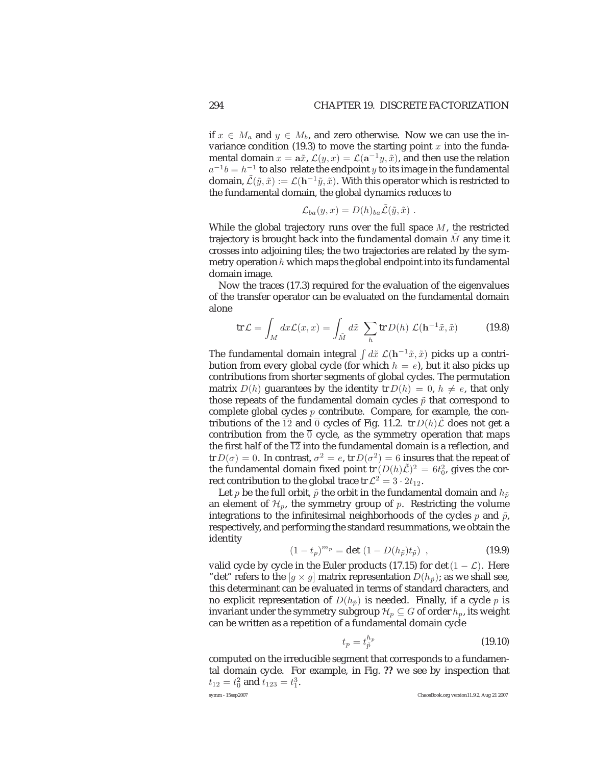if $x \in M_a$ and $y \in M_b$, and zero otherwise. Now we can use the invariance condition (19.3) to move the starting point $x$ into the fundamental domain $x = \mathbf{a}\tilde{x}$, $\mathcal{L}(y,x) = \mathcal{L}(\mathbf{a}^{-1}y, \tilde{x})$, and then use the relation $a^{-1}b = h^{-1}$ to also relate the endpoint $y$ to its image in the fundamental domain, $\tilde{\mathcal{L}}(\tilde{y}, \tilde{x}) := \mathcal{L}(\mathbf{h}^{-1}\tilde{y}, \tilde{x})$. With this operator which is restricted to the fundamental domain, the global dynamics reduces to

$$\mathcal{L}_{ba}(y,x) = D(h)_{ba}\tilde{\mathcal{L}}(\tilde{y},\tilde{x}) \ .$$

While the global trajectory runs over the full space $M$, the restricted trajectory is brought back into the fundamental domain $\tilde{M}$ any time it crosses into adjoining tiles; the two trajectories are related by the symmetry operation $h$ which maps the global endpoint into its fundamental domain image.

Now the traces (17.3) required for the evaluation of the eigenvalues of the transfer operator can be evaluated on the fundamental domain alone

$$\text{tr}\,\mathcal{L} = \int_M dx \mathcal{L}(x,x) = \int_{\tilde{M}} d\tilde{x} \sum_h \text{tr}\, D(h) \; \mathcal{L}(\mathbf{h}^{-1}\tilde{x}, \tilde{x}) \tag{19.8}$$

The fundamental domain integral $\int d\tilde{x} \; \mathcal{L}(\mathbf{h}^{-1}\tilde{x}, \tilde{x})$ picks up a contribution from every global cycle (for which $h = e$), but it also picks up contributions from shorter segments of global cycles. The permutation matrix $D(h)$ guarantees by the identity $\text{tr}\, D(h) = 0$, $h \neq e$, that only those repeats of the fundamental domain cycles $\tilde{p}$ that correspond to complete global cycles $p$ contribute. Compare, for example, the contributions of the $\overline{12}$ and $\overline{0}$ cycles of Fig. 11.2. $\text{tr}\, D(h)\tilde{\mathcal{L}}$ does not get a contribution from the $\overline{0}$ cycle, as the symmetry operation that maps the first half of the $\overline{12}$ into the fundamental domain is a reflection, and $\text{tr}\, D(\sigma) = 0$. In contrast, $\sigma^2 = e$, $\text{tr}\, D(\sigma^2) = 6$ insures that the repeat of the fundamental domain fixed point $\text{tr}\,(D(h)\tilde{\mathcal{L}})^2 = 6t_0^2$, gives the correct contribution to the global trace $\text{tr}\,\mathcal{L}^2 = 3 \cdot 2t_{12}$.

Let $p$ be the full orbit, $\tilde{p}$ the orbit in the fundamental domain and $h_{\tilde{p}}$ an element of $\mathcal{H}_p$, the symmetry group of $p$. Restricting the volume integrations to the infinitesimal neighborhoods of the cycles $p$ and $\tilde{p}$, respectively, and performing the standard resummations, we obtain the identity

$$(1 - t_p)^{m_p} = \det\left(1 - D(h_{\tilde{p}})t_{\tilde{p}}\right) \ , \tag{19.9}$$

valid cycle by cycle in the Euler products (17.15) for $\det(1 - \mathcal{L})$. Here "det" refers to the $[g \times g]$ matrix representation $D(h_{\tilde{p}})$; as we shall see, this determinant can be evaluated in terms of standard characters, and no explicit representation of $D(h_{\tilde{p}})$ is needed. Finally, if a cycle $p$ is invariant under the symmetry subgroup $\mathcal{H}_p \subseteq G$ of order $h_p$, its weight can be written as a repetition of a fundamental domain cycle

$$t_p = t_{\tilde{p}}^{h_p} \tag{19.10}$$

computed on the irreducible segment that corresponds to a fundamental domain cycle. For example, in Fig. **??** we see by inspection that $t_{12} = t_0^2$ and $t_{123} = t_1^3$.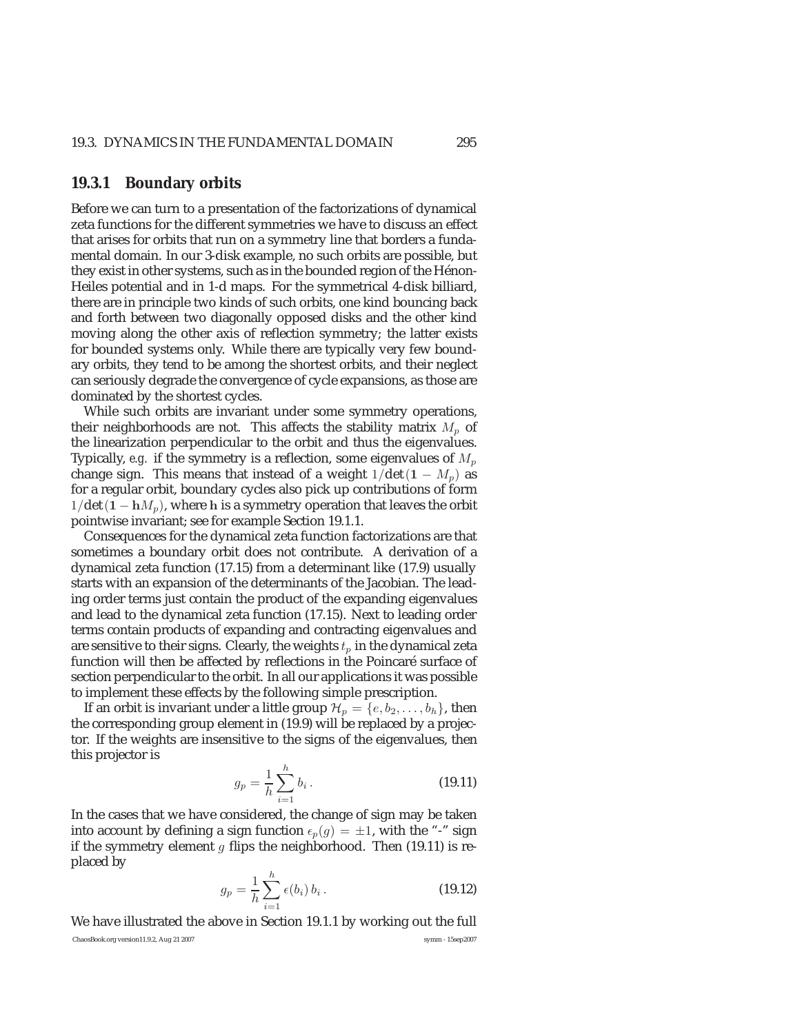### 19.3.1 Boundary orbits

Before we can turn to a presentation of the factorizations of dynamical zeta functions for the different symmetries we have to discuss an effect that arises for orbits that run on a symmetry line that borders a fundamental domain. In our 3-disk example, no such orbits are possible, but they exist in other systems, such as in the bounded region of the Hénon-Heiles potential and in 1-d maps. For the symmetrical 4-disk billiard, there are in principle two kinds of such orbits, one kind bouncing back and forth between two diagonally opposed disks and the other kind moving along the other axis of reflection symmetry; the latter exists for bounded systems only. While there are typically very few boundary orbits, they tend to be among the shortest orbits, and their neglect can seriously degrade the convergence of cycle expansions, as those are dominated by the shortest cycles.

While such orbits are invariant under some symmetry operations, their neighborhoods are not. This affects the stability matrix $M_p$ of the linearization perpendicular to the orbit and thus the eigenvalues. Typically, *e.g.* if the symmetry is a reflection, some eigenvalues of $M_p$ change sign. This means that instead of a weight $1/\det(\mathbf{1} - M_p)$ as for a regular orbit, boundary cycles also pick up contributions of form $1/\det(\mathbf{1} - \mathbf{h}M_p)$, where $\mathbf{h}$ is a symmetry operation that leaves the orbit pointwise invariant; see for example Section 19.1.1.

Consequences for the dynamical zeta function factorizations are that sometimes a boundary orbit does not contribute. A derivation of a dynamical zeta function (17.15) from a determinant like (17.9) usually starts with an expansion of the determinants of the Jacobian. The leading order terms just contain the product of the expanding eigenvalues and lead to the dynamical zeta function (17.15). Next to leading order terms contain products of expanding and contracting eigenvalues and are sensitive to their signs. Clearly, the weights $t_p$ in the dynamical zeta function will then be affected by reflections in the Poincaré surface of section perpendicular to the orbit. In all our applications it was possible to implement these effects by the following simple prescription.

If an orbit is invariant under a little group $\mathcal{H}_p = \{e, b_2, \ldots, b_h\}$, then the corresponding group element in (19.9) will be replaced by a projector. If the weights are insensitive to the signs of the eigenvalues, then this projector is

$$g_p = \frac{1}{h}\sum_{i=1}^{h} b_i \,. \tag{19.11}$$

In the cases that we have considered, the change of sign may be taken into account by defining a sign function $\epsilon_p(g) = \pm 1$, with the "-" sign if the symmetry element $g$ flips the neighborhood. Then (19.11) is replaced by

$$g_p = \frac{1}{h}\sum_{i=1}^{h} \epsilon(b_i)\, b_i \,. \tag{19.12}$$

We have illustrated the above in Section 19.1.1 by working out the full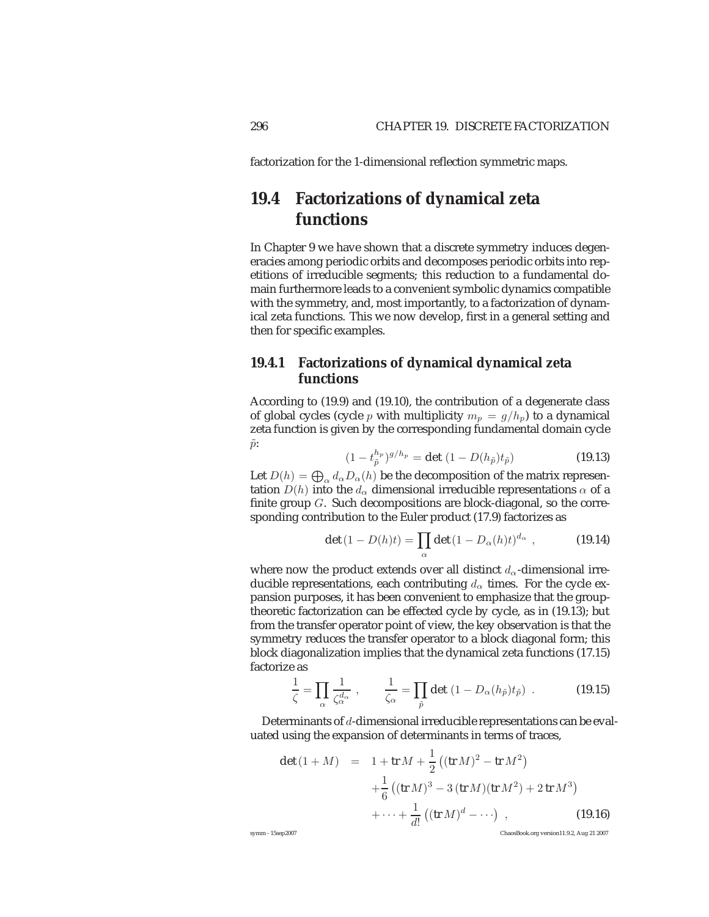factorization for the 1-dimensional reflection symmetric maps.

## 19.4 Factorizations of dynamical zeta functions

In Chapter 9 we have shown that a discrete symmetry induces degeneracies among periodic orbits and decomposes periodic orbits into repetitions of irreducible segments; this reduction to a fundamental domain furthermore leads to a convenient symbolic dynamics compatible with the symmetry, and, most importantly, to a factorization of dynamical zeta functions. This we now develop, first in a general setting and then for specific examples.

### 19.4.1 Factorizations of dynamical dynamical zeta functions

According to (19.9) and (19.10), the contribution of a degenerate class of global cycles (cycle $p$ with multiplicity $m_p = g/h_p$) to a dynamical zeta function is given by the corresponding fundamental domain cycle $\tilde{p}$:

$$(1 - t_{\tilde{p}}^{h_p})^{g/h_p} = \det\left(1 - D(h_{\tilde{p}})t_{\tilde{p}}\right) \tag{19.13}$$

Let $D(h) = \bigoplus_\alpha d_\alpha D_\alpha(h)$ be the decomposition of the matrix representation $D(h)$ into the $d_\alpha$ dimensional irreducible representations $\alpha$ of a finite group $G$. Such decompositions are block-diagonal, so the corresponding contribution to the Euler product (17.9) factorizes as

$$\det(1 - D(h)t) = \prod_\alpha \det(1 - D_\alpha(h)t)^{d_\alpha} \ , \tag{19.14}$$

where now the product extends over all distinct $d_\alpha$-dimensional irreducible representations, each contributing $d_\alpha$ times. For the cycle expansion purposes, it has been convenient to emphasize that the group-theoretic factorization can be effected cycle by cycle, as in (19.13); but from the transfer operator point of view, the key observation is that the symmetry reduces the transfer operator to a block diagonal form; this block diagonalization implies that the dynamical zeta functions (17.15) factorize as

$$\frac{1}{\zeta} = \prod_\alpha \frac{1}{\zeta_\alpha^{d_\alpha}} \ , \qquad \frac{1}{\zeta_\alpha} = \prod_{\tilde{p}} \det\left(1 - D_\alpha(h_{\tilde{p}})t_{\tilde{p}}\right) \ . \tag{19.15}$$

Determinants of $d$-dimensional irreducible representations can be evaluated using the expansion of determinants in terms of traces,

$$\begin{aligned}
\det(1 + M) \;&=\; 1 + \operatorname{tr} M + \frac{1}{2}\left((\operatorname{tr} M)^2 - \operatorname{tr} M^2\right) \\
&\quad + \frac{1}{6}\left((\operatorname{tr} M)^3 - 3\,(\operatorname{tr} M)(\operatorname{tr} M^2) + 2\operatorname{tr} M^3\right) \\
&\quad + \cdots + \frac{1}{d!}\left((\operatorname{tr} M)^d - \cdots\right) \ ,
\end{aligned} \tag{19.16}$$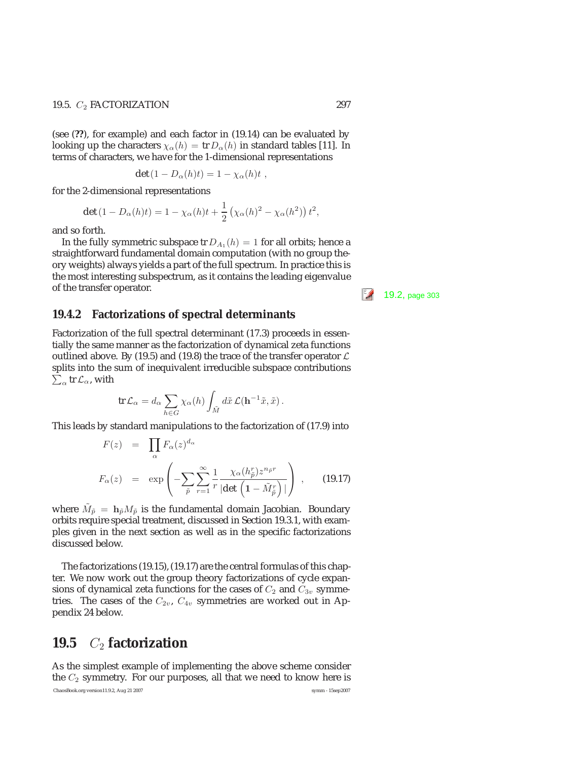(see (**??**), for example) and each factor in (19.14) can be evaluated by looking up the characters $\chi_\alpha(h) = \mathrm{tr}\, D_\alpha(h)$ in standard tables [11]. In terms of characters, we have for the 1-dimensional representations

$$\det(1 - D_\alpha(h)t) = 1 - \chi_\alpha(h)t \ ,$$

for the 2-dimensional representations

$$\det(1 - D_\alpha(h)t) = 1 - \chi_\alpha(h)t + \frac{1}{2}\left(\chi_\alpha(h)^2 - \chi_\alpha(h^2)\right)t^2,$$

and so forth.

In the fully symmetric subspace $\mathrm{tr}\, D_{A_1}(h) = 1$ for all orbits; hence a straightforward fundamental domain computation (with no group theory weights) always yields a part of the full spectrum. In practice this is the most interesting subspectrum, as it contains the leading eigenvalue of the transfer operator.

19.2, page 303

### 19.4.2 Factorizations of spectral determinants

Factorization of the full spectral determinant (17.3) proceeds in essentially the same manner as the factorization of dynamical zeta functions outlined above. By (19.5) and (19.8) the trace of the transfer operator $\mathcal{L}$ splits into the sum of inequivalent irreducible subspace contributions $\sum_\alpha \mathrm{tr}\, \mathcal{L}_\alpha$, with

$$\mathrm{tr}\, \mathcal{L}_\alpha = d_\alpha \sum_{h \in G} \chi_\alpha(h) \int_{\tilde{M}} d\tilde{x}\, \mathcal{L}(\mathbf{h}^{-1}\tilde{x}, \tilde{x}) \, .$$

This leads by standard manipulations to the factorization of (17.9) into

$$\begin{aligned} F(z) &= \prod_\alpha F_\alpha(z)^{d_\alpha} \\ F_\alpha(z) &= \exp\left( -\sum_{\tilde{p}} \sum_{r=1}^{\infty} \frac{1}{r} \frac{\chi_\alpha(h_{\tilde{p}}^r) z^{n_{\tilde{p}} r}}{|\det\left(\mathbf{1} - \tilde{M}_{\tilde{p}}^r\right)|} \right) \ , \end{aligned} \qquad (19.17)$$

where $\tilde{M}_{\tilde{p}} = \mathbf{h}_{\tilde{p}} M_{\tilde{p}}$ is the fundamental domain Jacobian. Boundary orbits require special treatment, discussed in Section 19.3.1, with examples given in the next section as well as in the specific factorizations discussed below.

The factorizations (19.15), (19.17) are the central formulas of this chapter. We now work out the group theory factorizations of cycle expansions of dynamical zeta functions for the cases of $C_2$ and $C_{3v}$ symmetries. The cases of the $C_{2v}$, $C_{4v}$ symmetries are worked out in Appendix 24 below.

## 19.5 $C_2$ factorization

As the simplest example of implementing the above scheme consider the $C_2$ symmetry. For our purposes, all that we need to know here is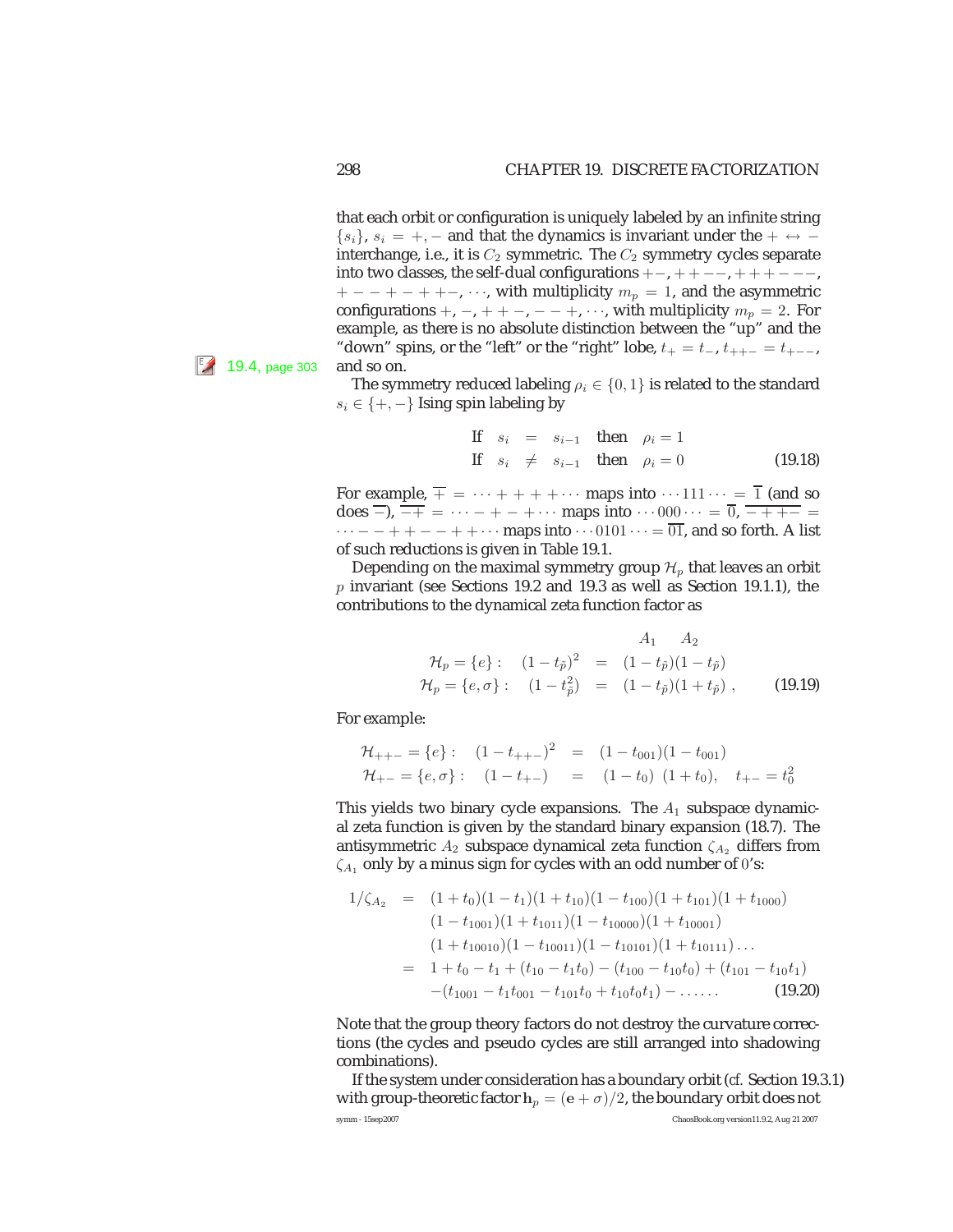that each orbit or configuration is uniquely labeled by an infinite string $\{s_i\}$, $s_i = +, -$ and that the dynamics is invariant under the $+ \leftrightarrow -$ interchange, i.e., it is $C_2$ symmetric. The $C_2$ symmetry cycles separate into two classes, the self-dual configurations $+-, ++--, +++---$, $+--+-++-, \cdots$, with multiplicity $m_p = 1$, and the asymmetric configurations $+, -, ++-, --+, \cdots$, with multiplicity $m_p = 2$. For example, as there is no absolute distinction between the "up" and the "down" spins, or the "left" or the "right" lobe, $t_+ = t_-$, $t_{++-} = t_{+--}$, and so on.

19.4, page 303

The symmetry reduced labeling $\rho_i \in \{0, 1\}$ is related to the standard $s_i \in \{+, -\}$ Ising spin labeling by

$$
\begin{array}{llll}
\text{If} & s_i = s_{i-1} & \text{then} & \rho_i = 1 \\
\text{If} & s_i \neq s_{i-1} & \text{then} & \rho_i = 0
\end{array}
\qquad (19.18)
$$

For example, $\overline{+} = \cdots + + + + \cdots$ maps into $\cdots 111 \cdots = \overline{1}$ (and so does $\overline{-}$), $\overline{-+} = \cdots - + - + \cdots$ maps into $\cdots 000 \cdots = \overline{0}$, $\overline{-++-} = \cdots - - + + - - + + \cdots$ maps into $\cdots 0101 \cdots = \overline{01}$, and so forth. A list of such reductions is given in Table 19.1.

Depending on the maximal symmetry group $\mathcal{H}_p$ that leaves an orbit $p$ invariant (see Sections 19.2 and 19.3 as well as Section 19.1.1), the contributions to the dynamical zeta function factor as

$$
\begin{array}{llcl}
 & & & \quad A_1 \qquad A_2 \\
\mathcal{H}_p = \{e\}: & (1 - t_{\tilde{p}})^2 & = & (1 - t_{\tilde{p}})(1 - t_{\tilde{p}}) \\
\mathcal{H}_p = \{e, \sigma\}: & (1 - t_{\tilde{p}}^2) & = & (1 - t_{\tilde{p}})(1 + t_{\tilde{p}}) \,,
\end{array}
\qquad (19.19)
$$

For example:

$$
\begin{array}{llcl}
\mathcal{H}_{++-} = \{e\}: & (1 - t_{++-})^2 & = & (1 - t_{001})(1 - t_{001}) \\
\mathcal{H}_{+-} = \{e, \sigma\}: & (1 - t_{+-}) & = & (1 - t_0)\;(1 + t_0), \quad t_{+-} = t_0^2
\end{array}
$$

This yields two binary cycle expansions. The $A_1$ subspace dynamical zeta function is given by the standard binary expansion (18.7). The antisymmetric $A_2$ subspace dynamical zeta function $\zeta_{A_2}$ differs from $\zeta_{A_1}$ only by a minus sign for cycles with an odd number of 0's:

$$
\begin{aligned}
1/\zeta_{A_2} &= (1 + t_0)(1 - t_1)(1 + t_{10})(1 - t_{100})(1 + t_{101})(1 + t_{1000}) \\
&\quad (1 - t_{1001})(1 + t_{1011})(1 - t_{10000})(1 + t_{10001}) \\
&\quad (1 + t_{10010})(1 - t_{10011})(1 - t_{10101})(1 + t_{10111}) \ldots \\
&= 1 + t_0 - t_1 + (t_{10} - t_1 t_0) - (t_{100} - t_{10} t_0) + (t_{101} - t_{10} t_1) \\
&\quad - (t_{1001} - t_1 t_{001} - t_{101} t_0 + t_{10} t_0 t_1) - \ldots\ldots
\end{aligned}
\qquad (19.20)
$$

Note that the group theory factors do not destroy the curvature corrections (the cycles and pseudo cycles are still arranged into shadowing combinations).

If the system under consideration has a boundary orbit (*cf.* Section 19.3.1) with group-theoretic factor $\mathbf{h}_p = (\mathbf{e} + \sigma)/2$, the boundary orbit does not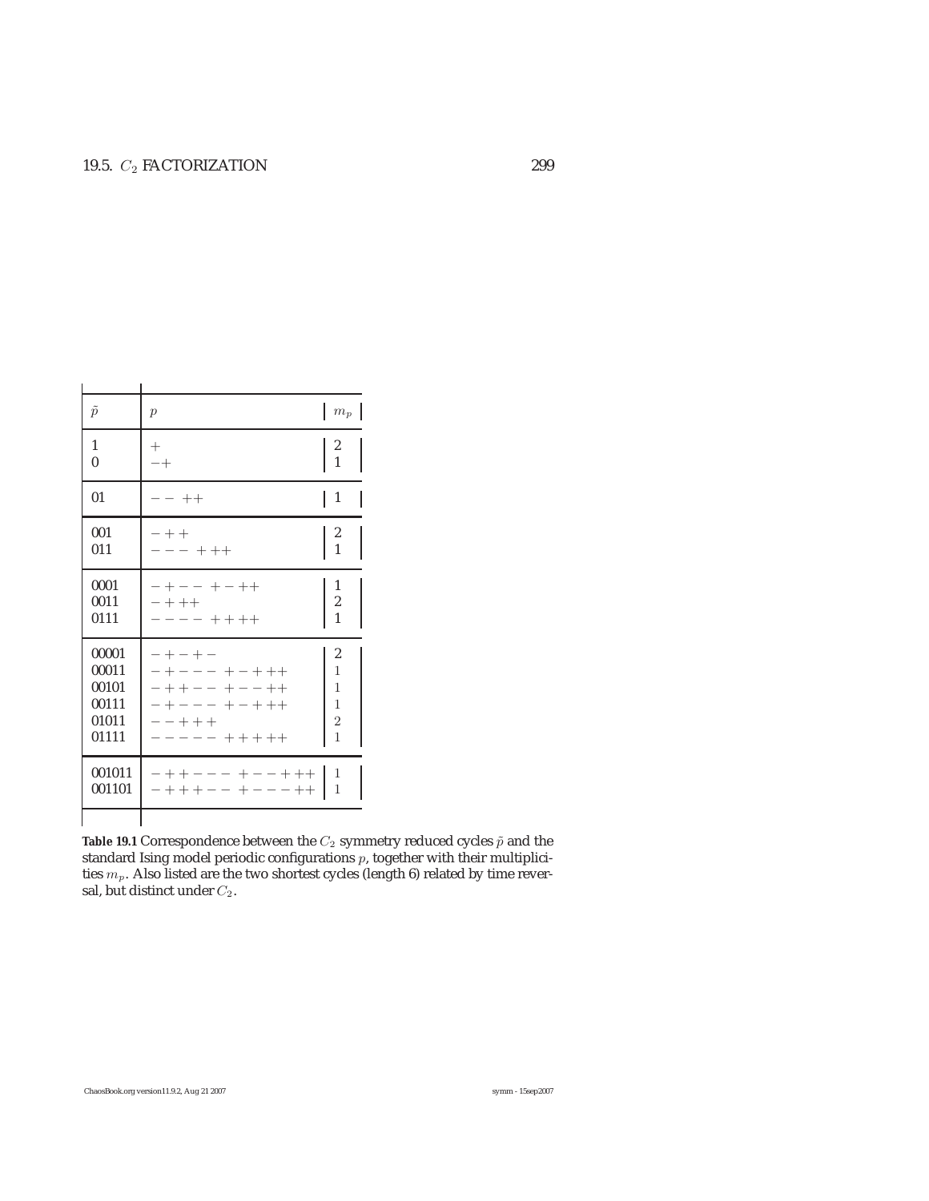| $\tilde{p}$ | $p$ | $m_p$ |
|---|---|---|
| 1 | $+$ | 2 |
| 0 | $-+$ | 1 |
| 01 | $--\ ++$ | 1 |
| 001 | $-++$ | 2 |
| 011 | $---\ +++$ | 1 |
| 0001 | $-+--\ +-++$ | 1 |
| 0011 | $-+++$ | 2 |
| 0111 | $----\ ++++$ | 1 |
| 00001 | $-+-+-$ | 2 |
| 00011 | $-+---\ +-+++$ | 1 |
| 00101 | $-++--\ +--++$ | 1 |
| 00111 | $-+---\ +-+++$ | 1 |
| 01011 | $--+++$ | 2 |
| 01111 | $-----\ +++++$ | 1 |
| 001011 | $-++---\ +--+++$ | 1 |
| 001101 | $-+++--\ +---++$ | 1 |

**Table 19.1** Correspondence between the $C_2$ symmetry reduced cycles $\tilde{p}$ and the standard Ising model periodic configurations $p$, together with their multiplicities $m_p$. Also listed are the two shortest cycles (length 6) related by time reversal, but distinct under $C_2$.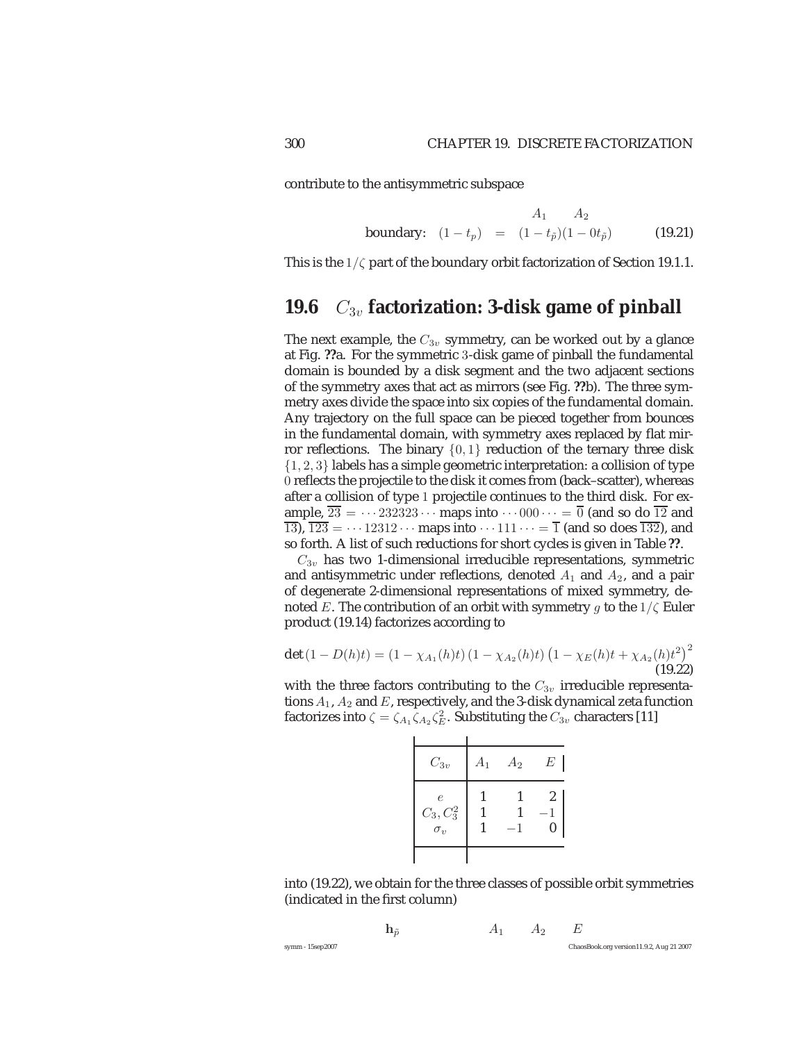contribute to the antisymmetric subspace

$$\begin{array}{rcl} & & \quad A_1 \qquad A_2 \\ \text{boundary:} \quad (1-t_p) & = & (1-t_{\tilde p})(1-0t_{\tilde p}) \end{array} \tag{19.21}$$

This is the $1/\zeta$ part of the boundary orbit factorization of Section 19.1.1.

## 19.6 $C_{3v}$ factorization: 3-disk game of pinball

The next example, the $C_{3v}$ symmetry, can be worked out by a glance at Fig. **??**a. For the symmetric 3-disk game of pinball the fundamental domain is bounded by a disk segment and the two adjacent sections of the symmetry axes that act as mirrors (see Fig. **??**b). The three symmetry axes divide the space into six copies of the fundamental domain. Any trajectory on the full space can be pieced together from bounces in the fundamental domain, with symmetry axes replaced by flat mirror reflections. The binary $\{0,1\}$ reduction of the ternary three disk $\{1,2,3\}$ labels has a simple geometric interpretation: a collision of type $0$ reflects the projectile to the disk it comes from (back–scatter), whereas after a collision of type $1$ projectile continues to the third disk. For example, $\overline{23} = \cdots 232323 \cdots$ maps into $\cdots 000 \cdots = \overline{0}$ (and so do $\overline{12}$ and $\overline{13}$), $\overline{123} = \cdots 12312 \cdots$ maps into $\cdots 111 \cdots = \overline{1}$ (and so does $\overline{132}$), and so forth. A list of such reductions for short cycles is given in Table **??**.

$C_{3v}$ has two 1-dimensional irreducible representations, symmetric and antisymmetric under reflections, denoted $A_1$ and $A_2$, and a pair of degenerate 2-dimensional representations of mixed symmetry, denoted $E$. The contribution of an orbit with symmetry $g$ to the $1/\zeta$ Euler product (19.14) factorizes according to

$$\det(1-D(h)t) = (1-\chi_{A_1}(h)t)\,(1-\chi_{A_2}(h)t)\left(1-\chi_E(h)t+\chi_{A_2}(h)t^2\right)^2 \tag{19.22}$$

with the three factors contributing to the $C_{3v}$ irreducible representations $A_1$, $A_2$ and $E$, respectively, and the 3-disk dynamical zeta function factorizes into $\zeta = \zeta_{A_1}\zeta_{A_2}\zeta_E^2$. Substituting the $C_{3v}$ characters [11]

| $C_{3v}$ | $A_1$ | $A_2$ | $E$ |
|---|---|---|---|
| $e$ | 1 | 1 | 2 |
| $C_3, C_3^2$ | 1 | 1 | $-1$ |
| $\sigma_v$ | 1 | $-1$ | 0 |

into (19.22), we obtain for the three classes of possible orbit symmetries (indicated in the first column)

$$\mathbf{h}_{\tilde p} \qquad\qquad A_1 \qquad A_2 \qquad E$$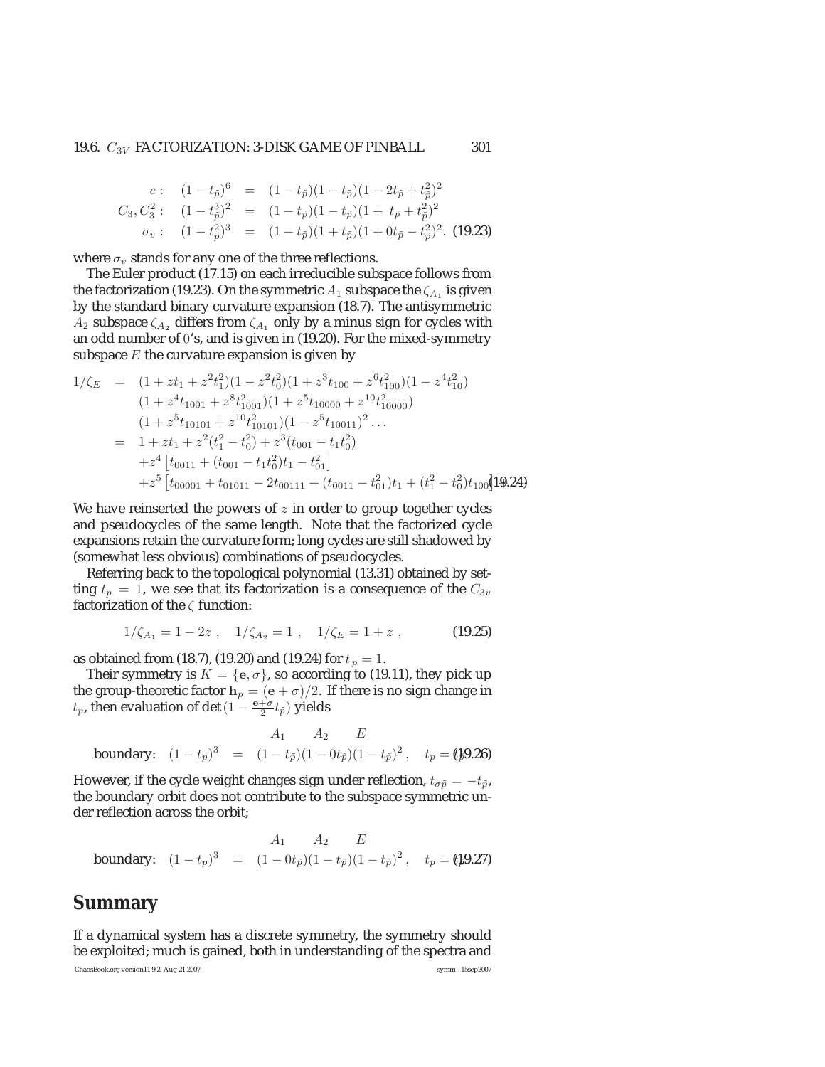$$
\begin{aligned}
e: \quad (1-t_{\tilde{p}})^6 &= (1-t_{\tilde{p}})(1-t_{\tilde{p}})(1-2t_{\tilde{p}}+t_{\tilde{p}}^2)^2 \\
C_3, C_3^2: \quad (1-t_{\tilde{p}}^3)^2 &= (1-t_{\tilde{p}})(1-t_{\tilde{p}})(1+\ t_{\tilde{p}}+t_{\tilde{p}}^2)^2 \\
\sigma_v: \quad (1-t_{\tilde{p}}^2)^3 &= (1-t_{\tilde{p}})(1+t_{\tilde{p}})(1+0t_{\tilde{p}}-t_{\tilde{p}}^2)^2. \quad (19.23)
\end{aligned}
$$

where $\sigma_v$ stands for any one of the three reflections.

The Euler product (17.15) on each irreducible subspace follows from the factorization (19.23). On the symmetric $A_1$ subspace the $\zeta_{A_1}$ is given by the standard binary curvature expansion (18.7). The antisymmetric $A_2$ subspace $\zeta_{A_2}$ differs from $\zeta_{A_1}$ only by a minus sign for cycles with an odd number of 0's, and is given in (19.20). For the mixed-symmetry subspace $E$ the curvature expansion is given by

$$
\begin{aligned}
1/\zeta_E &= (1+zt_1+z^2t_1^2)(1-z^2t_0^2)(1+z^3t_{100}+z^6t_{100}^2)(1-z^4t_{10}^2) \\
&\quad (1+z^4t_{1001}+z^8t_{1001}^2)(1+z^5t_{10000}+z^{10}t_{10000}^2) \\
&\quad (1+z^5t_{10101}+z^{10}t_{10101}^2)(1-z^5t_{10011})^2 \ldots \\
&= 1+zt_1+z^2(t_1^2-t_0^2)+z^3(t_{001}-t_1t_0^2) \\
&\quad +z^4\left[t_{0011}+(t_{001}-t_1t_0^2)t_1-t_{01}^2\right] \\
&\quad +z^5\left[t_{00001}+t_{01011}-2t_{00111}+(t_{0011}-t_{01}^2)t_1+(t_1^2-t_0^2)t_{100}\right] \quad (19.24)
\end{aligned}
$$

We have reinserted the powers of $z$ in order to group together cycles and pseudocycles of the same length. Note that the factorized cycle expansions retain the curvature form; long cycles are still shadowed by (somewhat less obvious) combinations of pseudocycles.

Referring back to the topological polynomial (13.31) obtained by setting $t_p = 1$, we see that its factorization is a consequence of the $C_{3v}$ factorization of the $\zeta$ function:

$$
1/\zeta_{A_1} = 1-2z\,, \quad 1/\zeta_{A_2} = 1\,, \quad 1/\zeta_E = 1+z\,, \qquad (19.25)
$$

as obtained from (18.7), (19.20) and (19.24) for $t_p = 1$.

Their symmetry is $K = \{\mathbf{e}, \sigma\}$, so according to (19.11), they pick up the group-theoretic factor $\mathbf{h}_p = (\mathbf{e}+\sigma)/2$. If there is no sign change in $t_p$, then evaluation of $\det(1 - \frac{\mathbf{e}+\sigma}{2}t_{\tilde{p}})$ yields

$$
\begin{aligned}
& \qquad\qquad\qquad\quad A_1 \qquad A_2 \qquad E \\
\text{boundary:} \quad (1-t_p)^3 &= (1-t_{\tilde{p}})(1-0t_{\tilde{p}})(1-t_{\tilde{p}})^2\,, \quad t_p = t_{\tilde{p}}\,. \quad (19.26)
\end{aligned}
$$

However, if the cycle weight changes sign under reflection, $t_{\sigma\tilde{p}} = -t_{\tilde{p}}$, the boundary orbit does not contribute to the subspace symmetric under reflection across the orbit;

$$
\begin{aligned}
& \qquad\qquad\qquad\quad A_1 \qquad A_2 \qquad E \\
\text{boundary:} \quad (1-t_p)^3 &= (1-0t_{\tilde{p}})(1-t_{\tilde{p}})(1-t_{\tilde{p}})^2\,, \quad t_p = t_{\tilde{p}}\,. \quad (19.27)
\end{aligned}
$$

## Summary

If a dynamical system has a discrete symmetry, the symmetry should be exploited; much is gained, both in understanding of the spectra and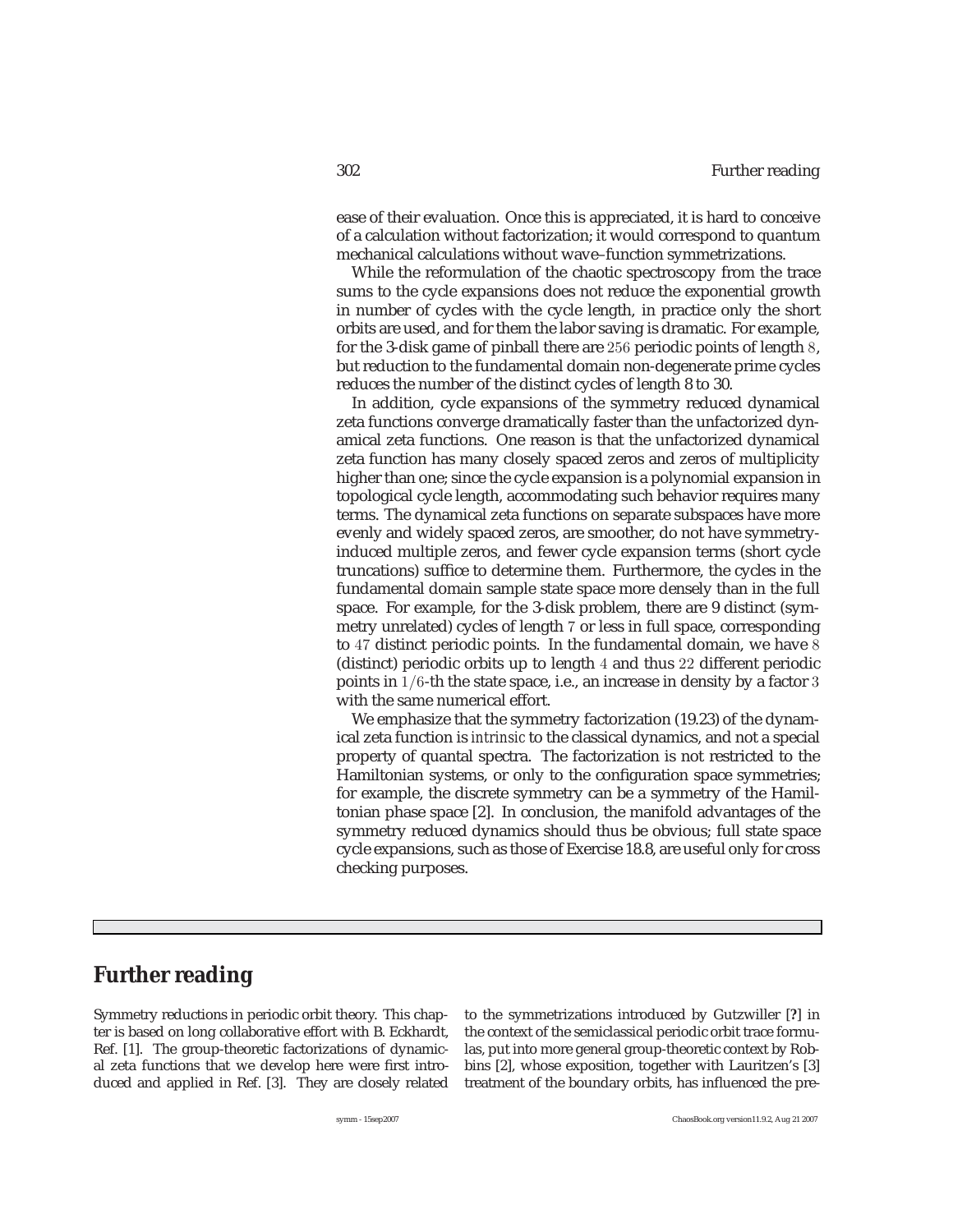ease of their evaluation. Once this is appreciated, it is hard to conceive of a calculation without factorization; it would correspond to quantum mechanical calculations without wave–function symmetrizations.

While the reformulation of the chaotic spectroscopy from the trace sums to the cycle expansions does not reduce the exponential growth in number of cycles with the cycle length, in practice only the short orbits are used, and for them the labor saving is dramatic. For example, for the 3-disk game of pinball there are $256$ periodic points of length $8$, but reduction to the fundamental domain non-degenerate prime cycles reduces the number of the distinct cycles of length 8 to 30.

In addition, cycle expansions of the symmetry reduced dynamical zeta functions converge dramatically faster than the unfactorized dynamical zeta functions. One reason is that the unfactorized dynamical zeta function has many closely spaced zeros and zeros of multiplicity higher than one; since the cycle expansion is a polynomial expansion in topological cycle length, accommodating such behavior requires many terms. The dynamical zeta functions on separate subspaces have more evenly and widely spaced zeros, are smoother, do not have symmetry-induced multiple zeros, and fewer cycle expansion terms (short cycle truncations) suffice to determine them. Furthermore, the cycles in the fundamental domain sample state space more densely than in the full space. For example, for the 3-disk problem, there are 9 distinct (symmetry unrelated) cycles of length $7$ or less in full space, corresponding to $47$ distinct periodic points. In the fundamental domain, we have $8$ (distinct) periodic orbits up to length $4$ and thus $22$ different periodic points in $1/6$-th the state space, i.e., an increase in density by a factor $3$ with the same numerical effort.

We emphasize that the symmetry factorization (19.23) of the dynamical zeta function is *intrinsic* to the classical dynamics, and not a special property of quantal spectra. The factorization is not restricted to the Hamiltonian systems, or only to the configuration space symmetries; for example, the discrete symmetry can be a symmetry of the Hamiltonian phase space [2]. In conclusion, the manifold advantages of the symmetry reduced dynamics should thus be obvious; full state space cycle expansions, such as those of Exercise 18.8, are useful only for cross checking purposes.

## Further reading

Symmetry reductions in periodic orbit theory. This chapter is based on long collaborative effort with B. Eckhardt, Ref. [1]. The group-theoretic factorizations of dynamical zeta functions that we develop here were first introduced and applied in Ref. [3]. They are closely related to the symmetrizations introduced by Gutzwiller [?] in the context of the semiclassical periodic orbit trace formulas, put into more general group-theoretic context by Robbins [2], whose exposition, together with Lauritzen's [3] treatment of the boundary orbits, has influenced the pre-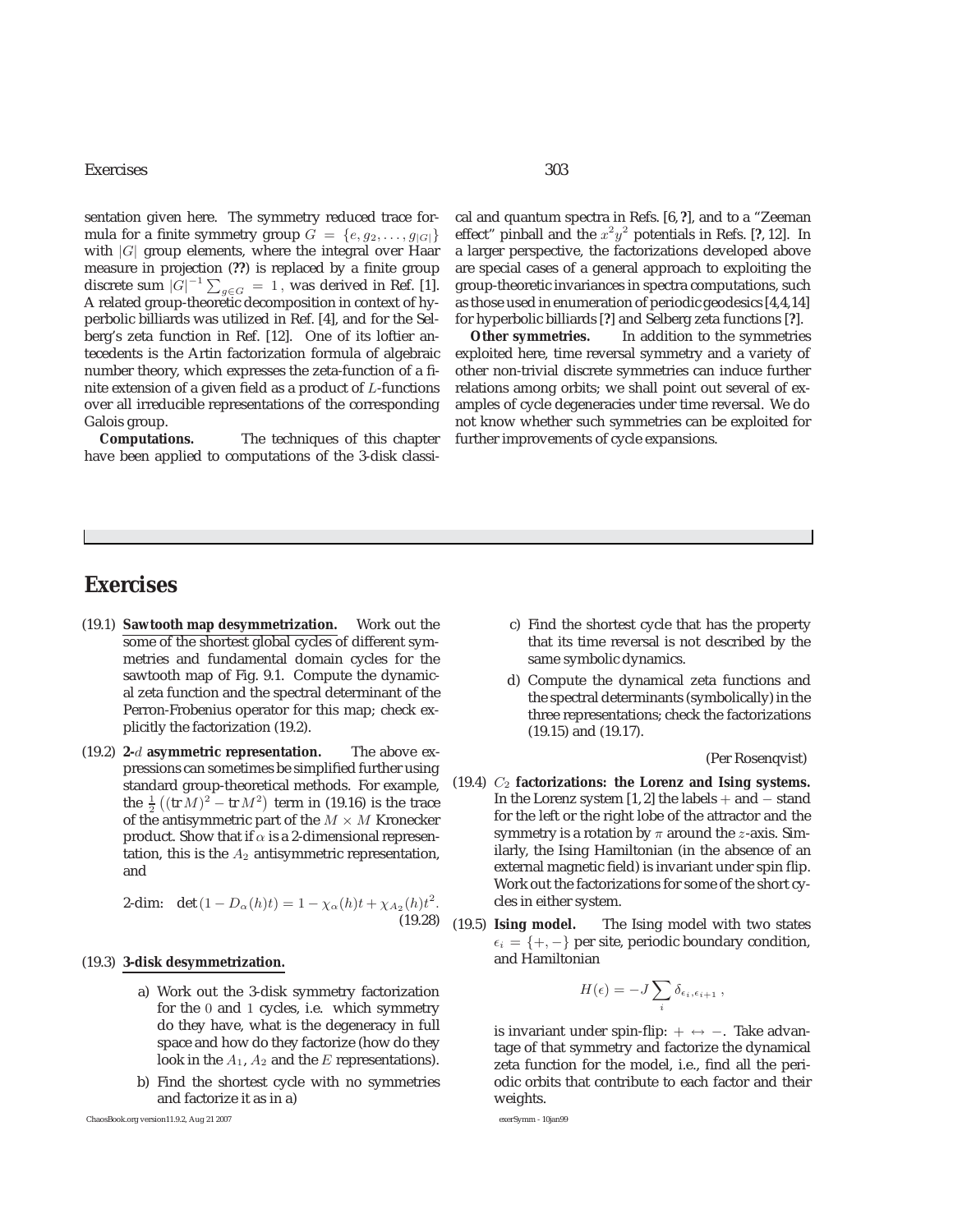sentation given here. The symmetry reduced trace formula for a finite symmetry group $G = \{e, g_2, \ldots, g_{|G|}\}$ with $|G|$ group elements, where the integral over Haar measure in projection (??) is replaced by a finite group discrete sum $|G|^{-1}\sum_{g\in G} = 1$, was derived in Ref. [1]. A related group-theoretic decomposition in context of hyperbolic billiards was utilized in Ref. [4], and for the Selberg's zeta function in Ref. [12]. One of its loftier antecedents is the Artin factorization formula of algebraic number theory, which expresses the zeta-function of a finite extension of a given field as a product of $L$-functions over all irreducible representations of the corresponding Galois group.

**Computations.** The techniques of this chapter have been applied to computations of the 3-disk classical and quantum spectra in Refs. [6, ?], and to a "Zeeman effect" pinball and the $x^2y^2$ potentials in Refs. [?, 12]. In a larger perspective, the factorizations developed above are special cases of a general approach to exploiting the group-theoretic invariances in spectra computations, such as those used in enumeration of periodic geodesics [4,4,14] for hyperbolic billiards [?] and Selberg zeta functions [?].

**Other symmetries.** In addition to the symmetries exploited here, time reversal symmetry and a variety of other non-trivial discrete symmetries can induce further relations among orbits; we shall point out several of examples of cycle degeneracies under time reversal. We do not know whether such symmetries can be exploited for further improvements of cycle expansions.

# Exercises

(19.1) **Sawtooth map desymmetrization.** Work out the some of the shortest global cycles of different symmetries and fundamental domain cycles for the sawtooth map of Fig. 9.1. Compute the dynamical zeta function and the spectral determinant of the Perron-Frobenius operator for this map; check explicitly the factorization (19.2).

(19.2) **2-$d$ asymmetric representation.** The above expressions can sometimes be simplified further using standard group-theoretical methods. For example, the $\frac{1}{2}\left((\mathrm{tr}\, M)^2 - \mathrm{tr}\, M^2\right)$ term in (19.16) is the trace of the antisymmetric part of the $M \times M$ Kronecker product. Show that if $\alpha$ is a 2-dimensional representation, this is the $A_2$ antisymmetric representation, and

$$\text{2-dim:} \quad \det(1 - D_\alpha(h)t) = 1 - \chi_\alpha(h)t + \chi_{A_2}(h)t^2. \tag{19.28}$$

(19.3) **3-disk desymmetrization.**

a) Work out the 3-disk symmetry factorization for the 0 and 1 cycles, i.e. which symmetry do they have, what is the degeneracy in full space and how do they factorize (how do they look in the $A_1$, $A_2$ and the $E$ representations).

b) Find the shortest cycle with no symmetries and factorize it as in a)

c) Find the shortest cycle that has the property that its time reversal is not described by the same symbolic dynamics.

d) Compute the dynamical zeta functions and the spectral determinants (symbolically) in the three representations; check the factorizations (19.15) and (19.17).

(Per Rosenqvist)

(19.4) **$C_2$ factorizations: the Lorenz and Ising systems.** In the Lorenz system [1, 2] the labels $+$ and $-$ stand for the left or the right lobe of the attractor and the symmetry is a rotation by $\pi$ around the $z$-axis. Similarly, the Ising Hamiltonian (in the absence of an external magnetic field) is invariant under spin flip. Work out the factorizations for some of the short cycles in either system.

(19.5) **Ising model.** The Ising model with two states $\epsilon_i = \{+, -\}$ per site, periodic boundary condition, and Hamiltonian

$$H(\epsilon) = -J\sum_i \delta_{\epsilon_i,\epsilon_{i+1}}\,,$$

is invariant under spin-flip: $+ \leftrightarrow -$. Take advantage of that symmetry and factorize the dynamical zeta function for the model, i.e., find all the periodic orbits that contribute to each factor and their weights.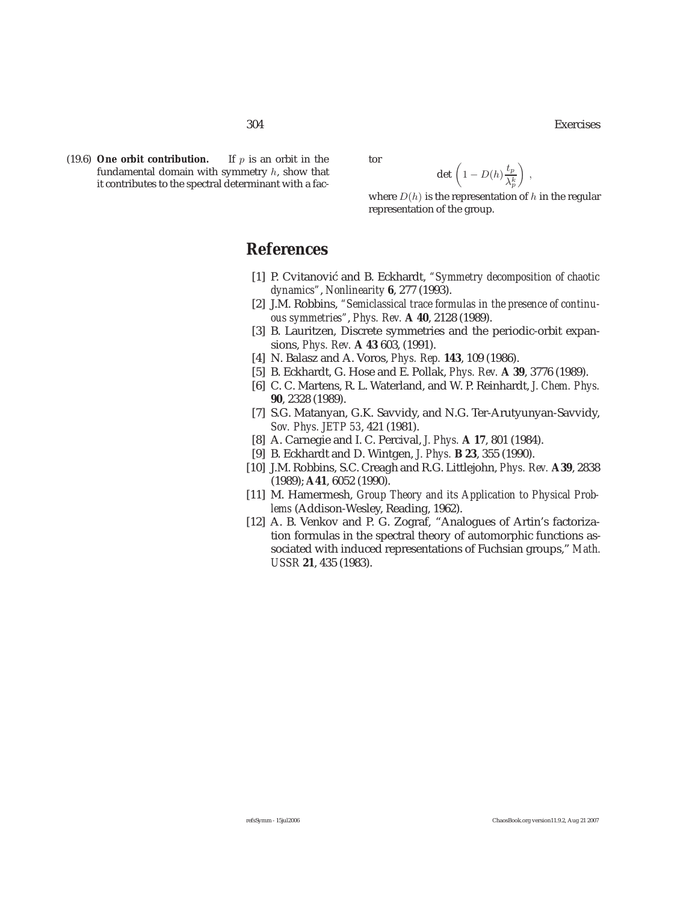(19.6) ***One orbit contribution.*** If $p$ is an orbit in the fundamental domain with symmetry $h$, show that it contributes to the spectral determinant with a factor

$$\det\left(1 - D(h)\frac{t_p}{\lambda_p^k}\right),$$

where $D(h)$ is the representation of $h$ in the regular representation of the group.

# References

[1] P. Cvitanović and B. Eckhardt, *"Symmetry decomposition of chaotic dynamics"*, *Nonlinearity* **6**, 277 (1993).

[2] J.M. Robbins, *"Semiclassical trace formulas in the presence of continuous symmetries"*, *Phys. Rev.* **A 40**, 2128 (1989).

[3] B. Lauritzen, Discrete symmetries and the periodic-orbit expansions, *Phys. Rev.* **A 43** 603, (1991).

[4] N. Balasz and A. Voros, *Phys. Rep.* **143**, 109 (1986).

[5] B. Eckhardt, G. Hose and E. Pollak, *Phys. Rev.* **A 39**, 3776 (1989).

[6] C. C. Martens, R. L. Waterland, and W. P. Reinhardt, *J. Chem. Phys.* **90**, 2328 (1989).

[7] S.G. Matanyan, G.K. Savvidy, and N.G. Ter-Arutyunyan-Savvidy, *Sov. Phys. JETP 53*, 421 (1981).

[8] A. Carnegie and I. C. Percival, *J. Phys.* **A 17**, 801 (1984).

[9] B. Eckhardt and D. Wintgen, *J. Phys.* **B 23**, 355 (1990).

[10] J.M. Robbins, S.C. Creagh and R.G. Littlejohn, *Phys. Rev.* **A39**, 2838 (1989); **A41**, 6052 (1990).

[11] M. Hamermesh, *Group Theory and its Application to Physical Problems* (Addison-Wesley, Reading, 1962).

[12] A. B. Venkov and P. G. Zograf, "Analogues of Artin's factorization formulas in the spectral theory of automorphic functions associated with induced representations of Fuchsian groups," *Math. USSR* **21**, 435 (1983).